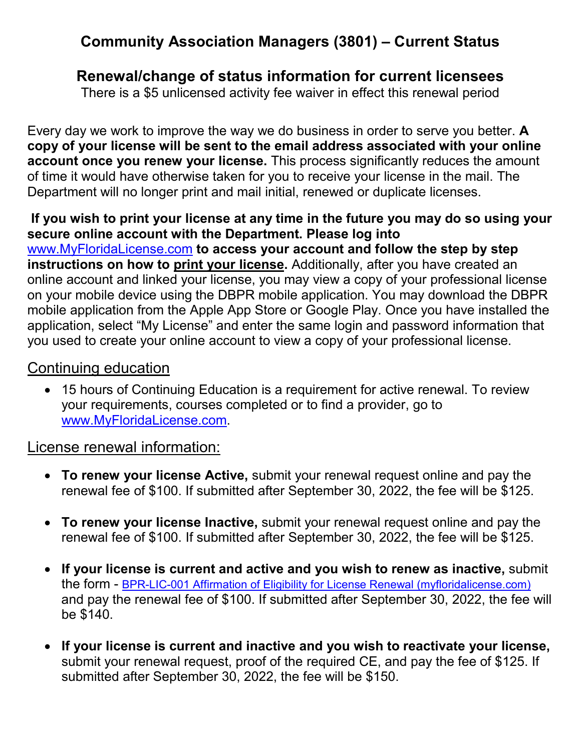# Community Association Managers (3801) – Current Status

## Renewal/change of status information for current licensees

There is a $5 unlicensed activity fee waiver in effect this renewal period

Every day we work to improve the way we do business in order to serve you better. **A copy of your license will be sent to the email address associated with your online account once you renew your license.** This process significantly reduces the amount of time it would have otherwise taken for you to receive your license in the mail. The Department will no longer print and mail initial, renewed or duplicate licenses.

**If you wish to print your license at any time in the future you may do so using your secure online account with the Department. Please log into www.MyFloridaLicense.com to access your account and follow the step by step instructions on how to print your license.** Additionally, after you have created an online account and linked your license, you may view a copy of your professional license on your mobile device using the DBPR mobile application. You may download the DBPR mobile application from the Apple App Store or Google Play. Once you have installed the application, select "My License" and enter the same login and password information that you used to create your online account to view a copy of your professional license.

## Continuing education

- 15 hours of Continuing Education is a requirement for active renewal. To review your requirements, courses completed or to find a provider, go to www.MyFloridaLicense.com.

## License renewal information:

- **To renew your license Active,** submit your renewal request online and pay the renewal fee of $100. If submitted after September 30, 2022, the fee will be $125.

- **To renew your license Inactive,** submit your renewal request online and pay the renewal fee of $100. If submitted after September 30, 2022, the fee will be $125.

- **If your license is current and active and you wish to renew as inactive,** submit the form - BPR-LIC-001 Affirmation of Eligibility for License Renewal (myfloridalicense.com) and pay the renewal fee of $100. If submitted after September 30, 2022, the fee will be $140.

- **If your license is current and inactive and you wish to reactivate your license,** submit your renewal request, proof of the required CE, and pay the fee of $125. If submitted after September 30, 2022, the fee will be $150.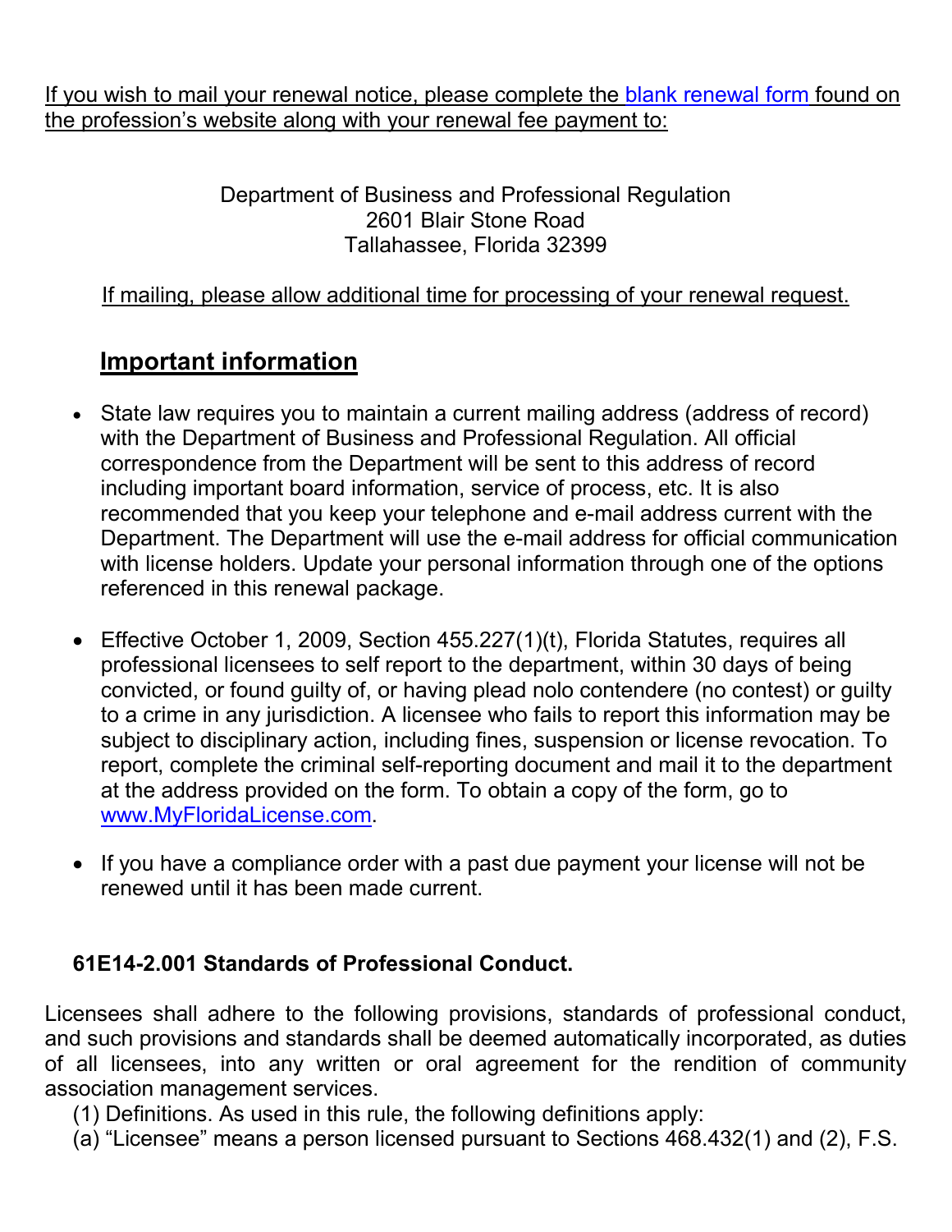If you wish to mail your renewal notice, please complete the blank renewal form found on the profession's website along with your renewal fee payment to:

Department of Business and Professional Regulation
2601 Blair Stone Road
Tallahassee, Florida 32399

If mailing, please allow additional time for processing of your renewal request.

## Important information

- State law requires you to maintain a current mailing address (address of record) with the Department of Business and Professional Regulation. All official correspondence from the Department will be sent to this address of record including important board information, service of process, etc. It is also recommended that you keep your telephone and e-mail address current with the Department. The Department will use the e-mail address for official communication with license holders. Update your personal information through one of the options referenced in this renewal package.

- Effective October 1, 2009, Section 455.227(1)(t), Florida Statutes, requires all professional licensees to self report to the department, within 30 days of being convicted, or found guilty of, or having plead nolo contendere (no contest) or guilty to a crime in any jurisdiction. A licensee who fails to report this information may be subject to disciplinary action, including fines, suspension or license revocation. To report, complete the criminal self-reporting document and mail it to the department at the address provided on the form. To obtain a copy of the form, go to www.MyFloridaLicense.com.

- If you have a compliance order with a past due payment your license will not be renewed until it has been made current.

### 61E14-2.001 Standards of Professional Conduct.

Licensees shall adhere to the following provisions, standards of professional conduct, and such provisions and standards shall be deemed automatically incorporated, as duties of all licensees, into any written or oral agreement for the rendition of community association management services.

(1) Definitions. As used in this rule, the following definitions apply:

(a) "Licensee" means a person licensed pursuant to Sections 468.432(1) and (2), F.S.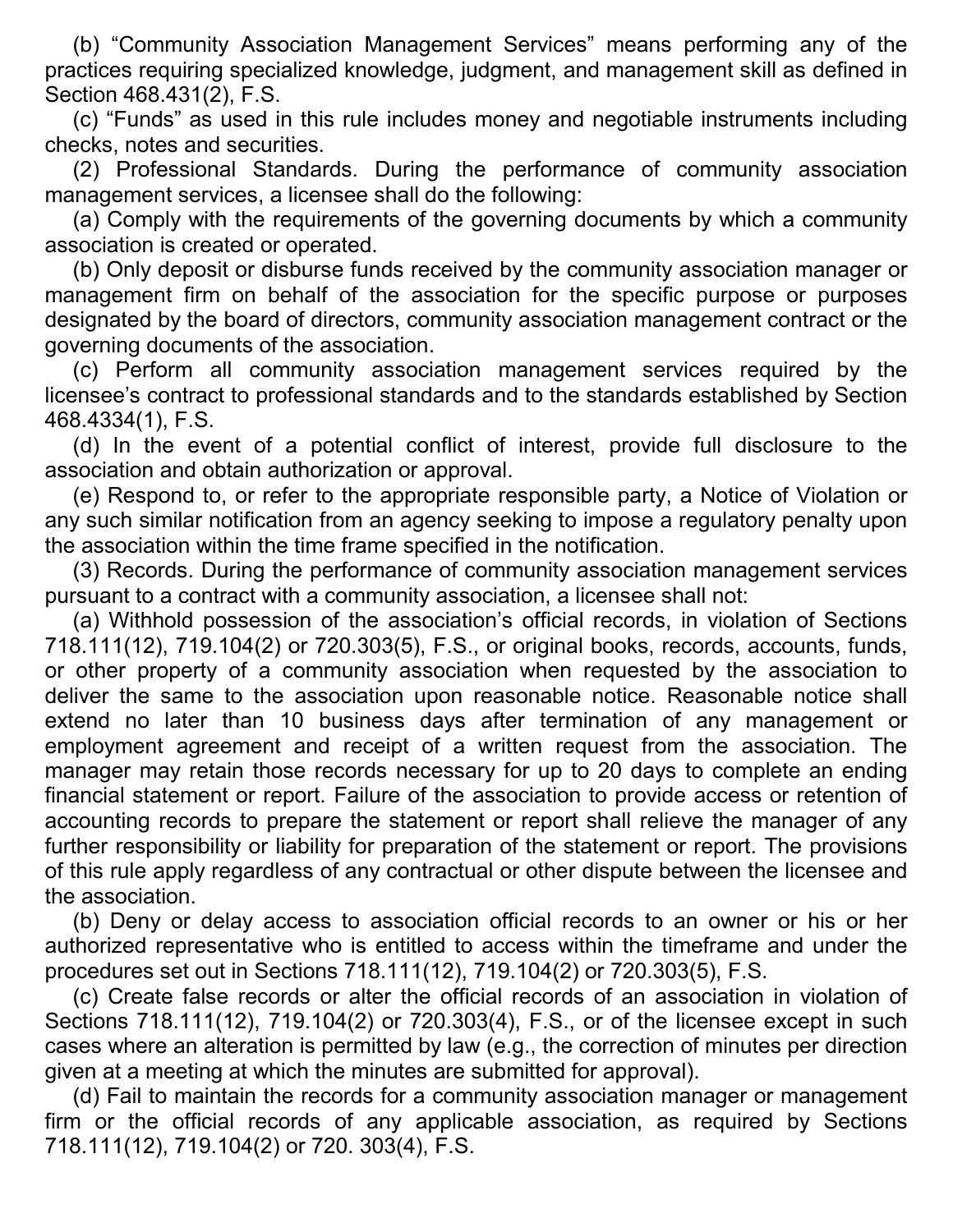(b) “Community Association Management Services” means performing any of the practices requiring specialized knowledge, judgment, and management skill as defined in Section 468.431(2), F.S.

(c) “Funds” as used in this rule includes money and negotiable instruments including checks, notes and securities.

(2) Professional Standards. During the performance of community association management services, a licensee shall do the following:

(a) Comply with the requirements of the governing documents by which a community association is created or operated.

(b) Only deposit or disburse funds received by the community association manager or management firm on behalf of the association for the specific purpose or purposes designated by the board of directors, community association management contract or the governing documents of the association.

(c) Perform all community association management services required by the licensee’s contract to professional standards and to the standards established by Section 468.4334(1), F.S.

(d) In the event of a potential conflict of interest, provide full disclosure to the association and obtain authorization or approval.

(e) Respond to, or refer to the appropriate responsible party, a Notice of Violation or any such similar notification from an agency seeking to impose a regulatory penalty upon the association within the time frame specified in the notification.

(3) Records. During the performance of community association management services pursuant to a contract with a community association, a licensee shall not:

(a) Withhold possession of the association’s official records, in violation of Sections 718.111(12), 719.104(2) or 720.303(5), F.S., or original books, records, accounts, funds, or other property of a community association when requested by the association to deliver the same to the association upon reasonable notice. Reasonable notice shall extend no later than 10 business days after termination of any management or employment agreement and receipt of a written request from the association. The manager may retain those records necessary for up to 20 days to complete an ending financial statement or report. Failure of the association to provide access or retention of accounting records to prepare the statement or report shall relieve the manager of any further responsibility or liability for preparation of the statement or report. The provisions of this rule apply regardless of any contractual or other dispute between the licensee and the association.

(b) Deny or delay access to association official records to an owner or his or her authorized representative who is entitled to access within the timeframe and under the procedures set out in Sections 718.111(12), 719.104(2) or 720.303(5), F.S.

(c) Create false records or alter the official records of an association in violation of Sections 718.111(12), 719.104(2) or 720.303(4), F.S., or of the licensee except in such cases where an alteration is permitted by law (e.g., the correction of minutes per direction given at a meeting at which the minutes are submitted for approval).

(d) Fail to maintain the records for a community association manager or management firm or the official records of any applicable association, as required by Sections 718.111(12), 719.104(2) or 720. 303(4), F.S.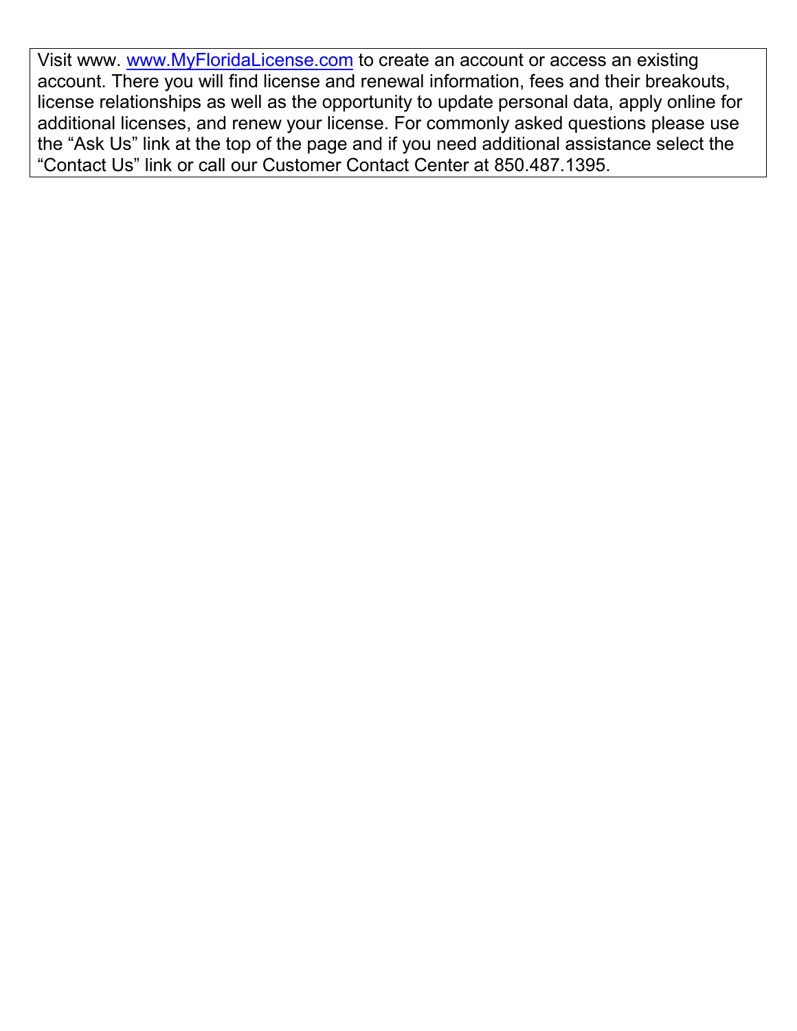Visit www. [www.MyFloridaLicense.com](http://www.MyFloridaLicense.com) to create an account or access an existing account. There you will find license and renewal information, fees and their breakouts, license relationships as well as the opportunity to update personal data, apply online for additional licenses, and renew your license. For commonly asked questions please use the "Ask Us" link at the top of the page and if you need additional assistance select the "Contact Us" link or call our Customer Contact Center at 850.487.1395.